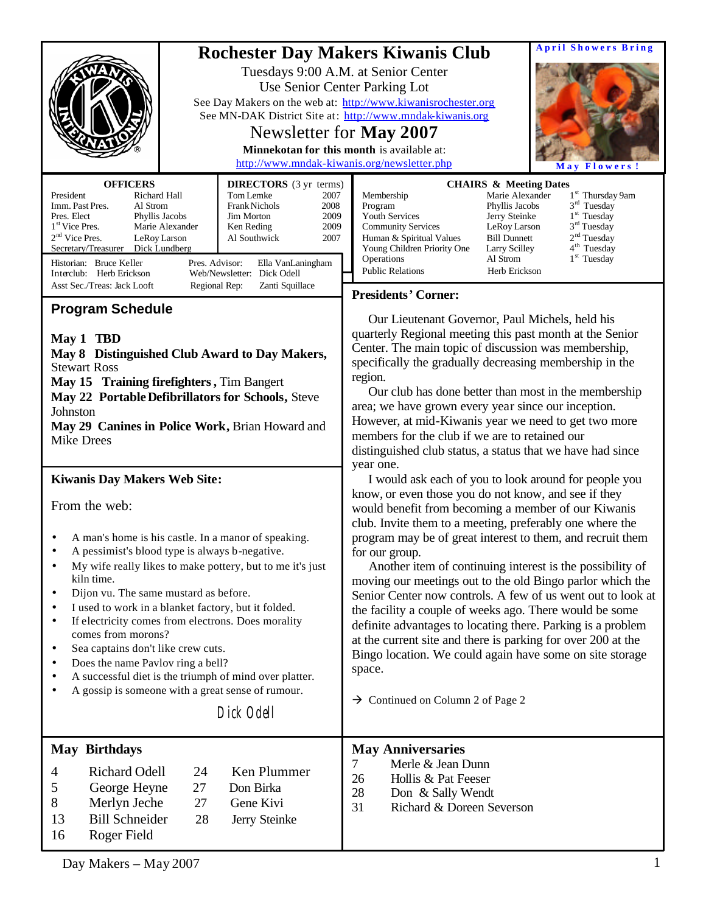# Rochester Day Makers Kiwanis Club

Tuesdays 9:00 A.M. at Senior Center
Use Senior Center Parking Lot
See Day Makers on the web at: http://www.kiwanisrochester.org
See MN-DAK District Site at: http://www.mndak-kiwanis.org

## Newsletter for **May 2007**

**Minnekotan for this month** is available at:
http://www.mndak-kiwanis.org/newsletter.php

**April Showers Bring**

**May Flowers !**

| **OFFICERS** | |
|---|---|
| President | Richard Hall |
| Imm. Past Pres. | Al Strom |
| Pres. Elect | Phyllis Jacobs |
| 1st Vice Pres. | Marie Alexander |
| 2nd Vice Pres. | LeRoy Larson |
| Secretary/Treasurer | Dick Lundberg |

| **DIRECTORS** (3 yr terms) | |
|---|---|
| Tom Lemke | 2007 |
| Frank Nichols | 2008 |
| Jim Morton | 2009 |
| Ken Reding | 2009 |
| Al Southwick | 2007 |

Historian: Bruce Keller
Interclub: Herb Erickson
Asst Sec./Treas: Jack Looft
Pres. Advisor: Ella VanLaningham
Web/Newsletter: Dick Odell
Regional Rep: Zanti Squillace

| **CHAIRS & Meeting Dates** | | |
|---|---|---|
| Membership | Marie Alexander | 1st Thursday 9am |
| Program | Phyllis Jacobs | 3rd Tuesday |
| Youth Services | Jerry Steinke | 1st Tuesday |
| Community Services | LeRoy Larson | 3rd Tuesday |
| Human & Spiritual Values | Bill Dunnett | 2nd Tuesday |
| Young Children Priority One | Larry Scilley | 4th Tuesday |
| Operations | Al Strom | 1st Tuesday |
| Public Relations | Herb Erickson | |

## Program Schedule

**May 1 TBD**
**May 8 Distinguished Club Award to Day Makers,** Stewart Ross
**May 15 Training firefighters ,** Tim Bangert
**May 22 Portable Defibrillators for Schools,** Steve Johnston
**May 29 Canines in Police Work,** Brian Howard and Mike Drees

## Kiwanis Day Makers Web Site:

From the web:

- A man's home is his castle. In a manor of speaking.
- A pessimist's blood type is always b-negative.
- My wife really likes to make pottery, but to me it's just kiln time.
- Dijon vu. The same mustard as before.
- I used to work in a blanket factory, but it folded.
- If electricity comes from electrons. Does morality comes from morons?
- Sea captains don't like crew cuts.
- Does the name Pavlov ring a bell?
- A successful diet is the triumph of mind over platter.
- A gossip is someone with a great sense of rumour.

Dick Odell

## Presidents' Corner:

Our Lieutenant Governor, Paul Michels, held his quarterly Regional meeting this past month at the Senior Center. The main topic of discussion was membership, specifically the gradually decreasing membership in the region.

Our club has done better than most in the membership area; we have grown every year since our inception. However, at mid-Kiwanis year we need to get two more members for the club if we are to retained our distinguished club status, a status that we have had since year one.

I would ask each of you to look around for people you know, or even those you do not know, and see if they would benefit from becoming a member of our Kiwanis club. Invite them to a meeting, preferably one where the program may be of great interest to them, and recruit them for our group.

Another item of continuing interest is the possibility of moving our meetings out to the old Bingo parlor which the Senior Center now controls. A few of us went out to look at the facility a couple of weeks ago. There would be some definite advantages to locating there. Parking is a problem at the current site and there is parking for over 200 at the Bingo location. We could again have some on site storage space.

→ Continued on Column 2 of Page 2

## May Birthdays

| | | | |
|---|---|---|---|
| 4 | Richard Odell | 24 | Ken Plummer |
| 5 | George Heyne | 27 | Don Birka |
| 8 | Merlyn Jeche | 27 | Gene Kivi |
| 13 | Bill Schneider | 28 | Jerry Steinke |
| 16 | Roger Field | | |

## May Anniversaries

| | |
|---|---|
| 7 | Merle & Jean Dunn |
| 26 | Hollis & Pat Feeser |
| 28 | Don & Sally Wendt |
| 31 | Richard & Doreen Severson |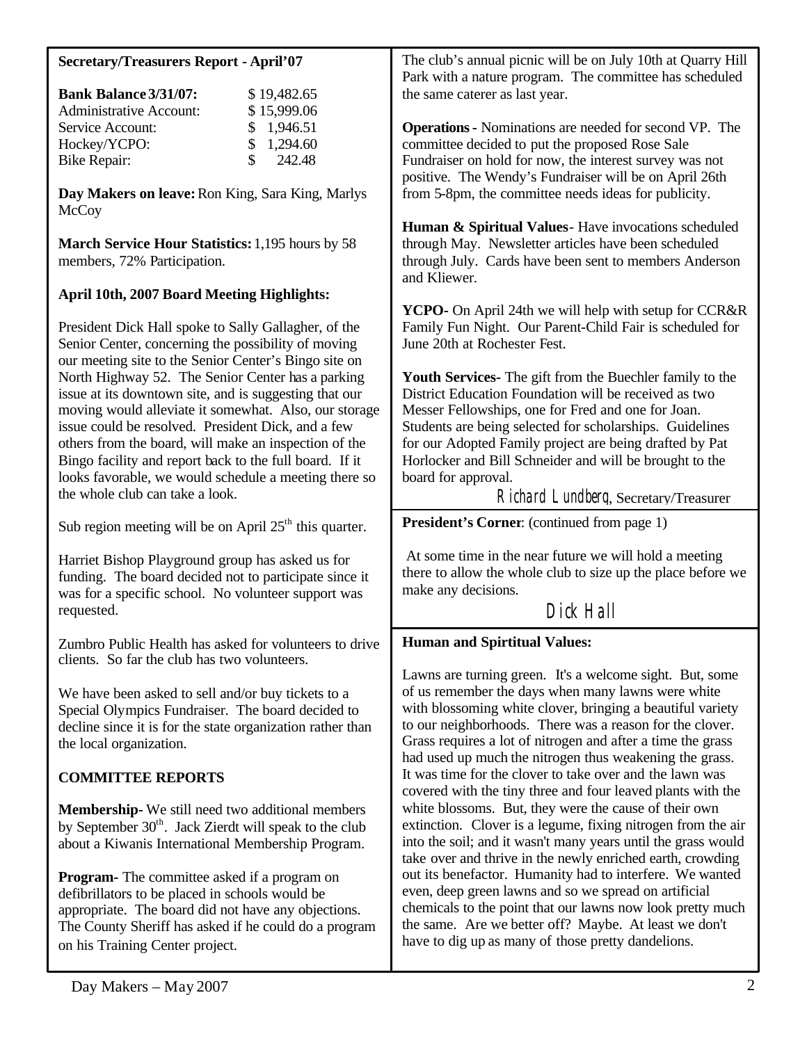**Secretary/Treasurers Report - April'07**

| | |
|---|---|
| **Bank Balance 3/31/07:** | $ 19,482.65 |
| Administrative Account: | $ 15,999.06 |
| Service Account: | $ 1,946.51 |
| Hockey/YCPO: | $ 1,294.60 |
| Bike Repair: | $ 242.48 |

**Day Makers on leave:** Ron King, Sara King, Marlys McCoy

**March Service Hour Statistics:** 1,195 hours by 58 members, 72% Participation.

**April 10th, 2007 Board Meeting Highlights:**

President Dick Hall spoke to Sally Gallagher, of the Senior Center, concerning the possibility of moving our meeting site to the Senior Center's Bingo site on North Highway 52. The Senior Center has a parking issue at its downtown site, and is suggesting that our moving would alleviate it somewhat. Also, our storage issue could be resolved. President Dick, and a few others from the board, will make an inspection of the Bingo facility and report back to the full board. If it looks favorable, we would schedule a meeting there so the whole club can take a look.

Sub region meeting will be on April 25th this quarter.

Harriet Bishop Playground group has asked us for funding. The board decided not to participate since it was for a specific school. No volunteer support was requested.

Zumbro Public Health has asked for volunteers to drive clients. So far the club has two volunteers.

We have been asked to sell and/or buy tickets to a Special Olympics Fundraiser. The board decided to decline since it is for the state organization rather than the local organization.

**COMMITTEE REPORTS**

**Membership-** We still need two additional members by September 30th. Jack Zierdt will speak to the club about a Kiwanis International Membership Program.

**Program-** The committee asked if a program on defibrillators to be placed in schools would be appropriate. The board did not have any objections. The County Sheriff has asked if he could do a program on his Training Center project.

The club's annual picnic will be on July 10th at Quarry Hill Park with a nature program. The committee has scheduled the same caterer as last year.

**Operations -** Nominations are needed for second VP. The committee decided to put the proposed Rose Sale Fundraiser on hold for now, the interest survey was not positive. The Wendy's Fundraiser will be on April 26th from 5-8pm, the committee needs ideas for publicity.

**Human & Spiritual Values**- Have invocations scheduled through May. Newsletter articles have been scheduled through July. Cards have been sent to members Anderson and Kliewer.

**YCPO-** On April 24th we will help with setup for CCR&R Family Fun Night. Our Parent-Child Fair is scheduled for June 20th at Rochester Fest.

**Youth Services-** The gift from the Buechler family to the District Education Foundation will be received as two Messer Fellowships, one for Fred and one for Joan. Students are being selected for scholarships. Guidelines for our Adopted Family project are being drafted by Pat Horlocker and Bill Schneider and will be brought to the board for approval.

*Richard Lundberg*, Secretary/Treasurer

**President's Corner**: (continued from page 1)

At some time in the near future we will hold a meeting there to allow the whole club to size up the place before we make any decisions.

*Dick Hall*

**Human and Spirtitual Values:**

Lawns are turning green. It's a welcome sight. But, some of us remember the days when many lawns were white with blossoming white clover, bringing a beautiful variety to our neighborhoods. There was a reason for the clover. Grass requires a lot of nitrogen and after a time the grass had used up much the nitrogen thus weakening the grass. It was time for the clover to take over and the lawn was covered with the tiny three and four leaved plants with the white blossoms. But, they were the cause of their own extinction. Clover is a legume, fixing nitrogen from the air into the soil; and it wasn't many years until the grass would take over and thrive in the newly enriched earth, crowding out its benefactor. Humanity had to interfere. We wanted even, deep green lawns and so we spread on artificial chemicals to the point that our lawns now look pretty much the same. Are we better off? Maybe. At least we don't have to dig up as many of those pretty dandelions.